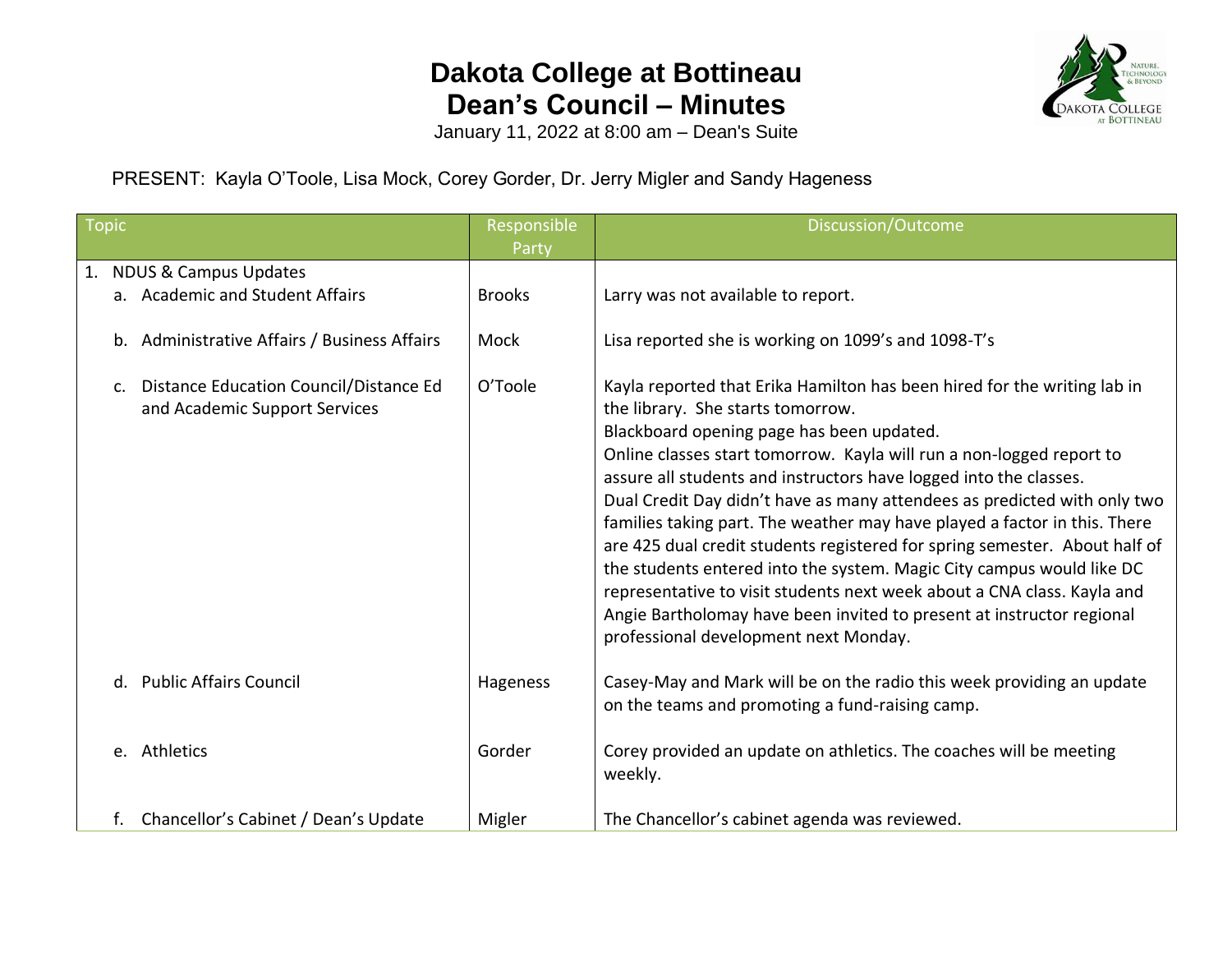# Dakota College at Bottineau
# Dean's Council – Minutes

January 11, 2022 at 8:00 am – Dean's Suite

PRESENT: Kayla O'Toole, Lisa Mock, Corey Gorder, Dr. Jerry Migler and Sandy Hageness

| Topic | Responsible Party | Discussion/Outcome |
|---|---|---|
| 1. NDUS & Campus Updates | | |
| a. Academic and Student Affairs | Brooks | Larry was not available to report. |
| b. Administrative Affairs / Business Affairs | Mock | Lisa reported she is working on 1099's and 1098-T's |
| c. Distance Education Council/Distance Ed and Academic Support Services | O'Toole | Kayla reported that Erika Hamilton has been hired for the writing lab in the library. She starts tomorrow.<br>Blackboard opening page has been updated.<br>Online classes start tomorrow. Kayla will run a non-logged report to assure all students and instructors have logged into the classes.<br>Dual Credit Day didn't have as many attendees as predicted with only two families taking part. The weather may have played a factor in this. There are 425 dual credit students registered for spring semester. About half of the students entered into the system. Magic City campus would like DC representative to visit students next week about a CNA class. Kayla and Angie Bartholomay have been invited to present at instructor regional professional development next Monday. |
| d. Public Affairs Council | Hageness | Casey-May and Mark will be on the radio this week providing an update on the teams and promoting a fund-raising camp. |
| e. Athletics | Gorder | Corey provided an update on athletics. The coaches will be meeting weekly. |
| f. Chancellor's Cabinet / Dean's Update | Migler | The Chancellor's cabinet agenda was reviewed. |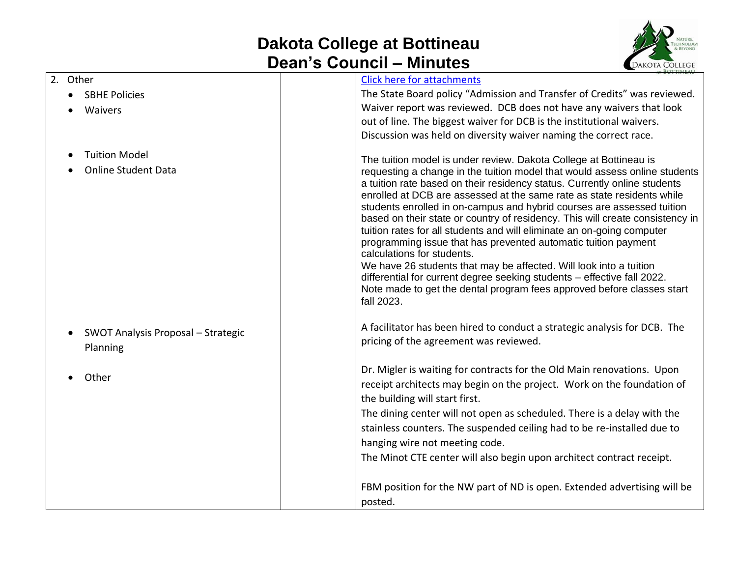# Dakota College at Bottineau
# Dean's Council – Minutes

| | | |
|---|---|---|
| 2. Other<br>• SBHE Policies<br>• Waivers | | [Click here for attachments](#)<br>The State Board policy "Admission and Transfer of Credits" was reviewed.<br>Waiver report was reviewed. DCB does not have any waivers that look out of line. The biggest waiver for DCB is the institutional waivers. Discussion was held on diversity waiver naming the correct race. |
| • Tuition Model<br>• Online Student Data | | The tuition model is under review. Dakota College at Bottineau is requesting a change in the tuition model that would assess online students a tuition rate based on their residency status. Currently online students enrolled at DCB are assessed at the same rate as state residents while students enrolled in on-campus and hybrid courses are assessed tuition based on their state or country of residency. This will create consistency in tuition rates for all students and will eliminate an on-going computer programming issue that has prevented automatic tuition payment calculations for students.<br>We have 26 students that may be affected. Will look into a tuition differential for current degree seeking students – effective fall 2022.<br>Note made to get the dental program fees approved before classes start fall 2023. |
| • SWOT Analysis Proposal – Strategic Planning | | A facilitator has been hired to conduct a strategic analysis for DCB. The pricing of the agreement was reviewed. |
| • Other | | Dr. Migler is waiting for contracts for the Old Main renovations. Upon receipt architects may begin on the project. Work on the foundation of the building will start first.<br>The dining center will not open as scheduled. There is a delay with the stainless counters. The suspended ceiling had to be re-installed due to hanging wire not meeting code.<br>The Minot CTE center will also begin upon architect contract receipt.<br><br>FBM position for the NW part of ND is open. Extended advertising will be posted. |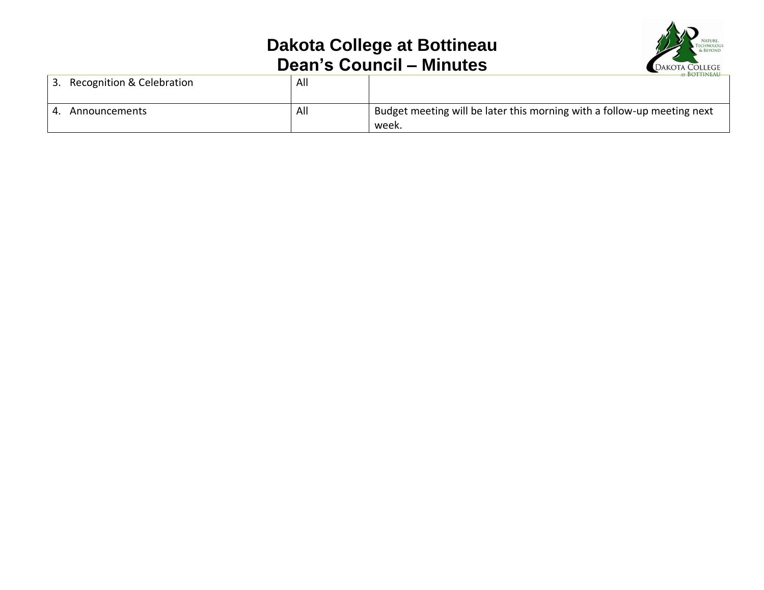# Dakota College at Bottineau
## Dean's Council – Minutes

| | | |
|---|---|---|
| 3. Recognition & Celebration | All | |
| 4. Announcements | All | Budget meeting will be later this morning with a follow-up meeting next week. |